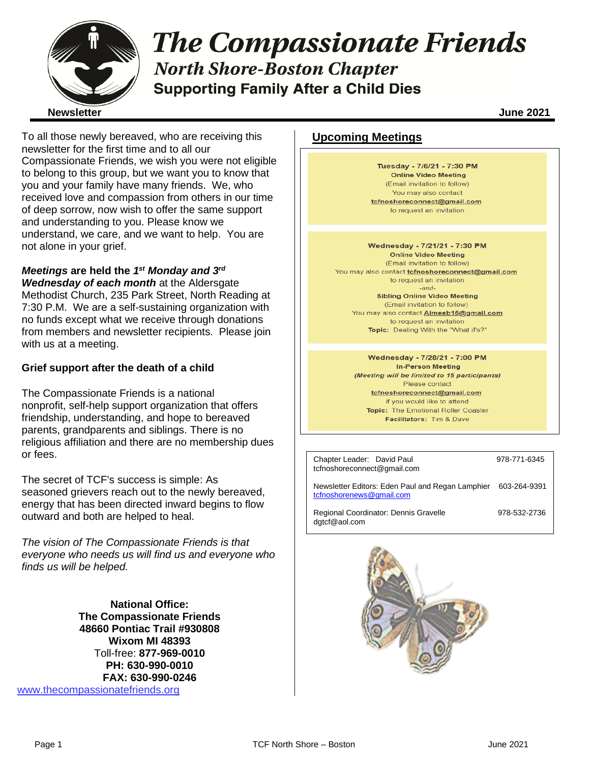# The Compassionate Friends

## North Shore-Boston Chapter

**Supporting Family After a Child Dies**

**Newsletter** **June 2021**

To all those newly bereaved, who are receiving this newsletter for the first time and to all our Compassionate Friends, we wish you were not eligible to belong to this group, but we want you to know that you and your family have many friends. We, who received love and compassion from others in our time of deep sorrow, now wish to offer the same support and understanding to you. Please know we understand, we care, and we want to help. You are not alone in your grief.

***Meetings*** **are held the** ***1st Monday and 3rd Wednesday of each month*** at the Aldersgate Methodist Church, 235 Park Street, North Reading at 7:30 P.M. We are a self-sustaining organization with no funds except what we receive through donations from members and newsletter recipients. Please join with us at a meeting.

### Grief support after the death of a child

The Compassionate Friends is a national nonprofit, self-help support organization that offers friendship, understanding, and hope to bereaved parents, grandparents and siblings. There is no religious affiliation and there are no membership dues or fees.

The secret of TCF's success is simple: As seasoned grievers reach out to the newly bereaved, energy that has been directed inward begins to flow outward and both are helped to heal.

*The vision of The Compassionate Friends is that everyone who needs us will find us and everyone who finds us will be helped.*

**National Office:**
**The Compassionate Friends**
**48660 Pontiac Trail #930808**
**Wixom MI 48393**
Toll-free: **877-969-0010**
**PH: 630-990-0010**
**FAX: 630-990-0246**
www.thecompassionatefriends.org

## Upcoming Meetings

**Tuesday - 7/6/21 - 7:30 PM**
**Online Video Meeting**
(Email invitation to follow)
You may also contact
**tcfnoshoreconnect@gmail.com**
to request an invitation

**Wednesday - 7/21/21 - 7:30 PM**
**Online Video Meeting**
(Email invitation to follow)
You may also contact **tcfnoshoreconnect@gmail.com**
to request an invitation
*-and-*
**Sibling Online Video Meeting**
(Email invitation to follow)
You may also contact **Aimeeb15@gmail.com**
to request an invitation
**Topic:** Dealing With the "What if's?"

**Wednesday - 7/28/21 - 7:00 PM**
**In-Person Meeting**
***(Meeting will be limited to 15 participants)***
Please contact
**tcfnoshoreconnect@gmail.com**
if you would like to attend
**Topic:** The Emotional Roller Coaster
**Facilitators:** Tim & Dave

| | |
|---|---|
| Chapter Leader: David Paul<br>tcfnoshoreconnect@gmail.com | 978-771-6345 |
| Newsletter Editors: Eden Paul and Regan Lamphier<br>tcfnoshorenews@gmail.com | 603-264-9391 |
| Regional Coordinator: Dennis Gravelle<br>dgtcf@aol.com | 978-532-2736 |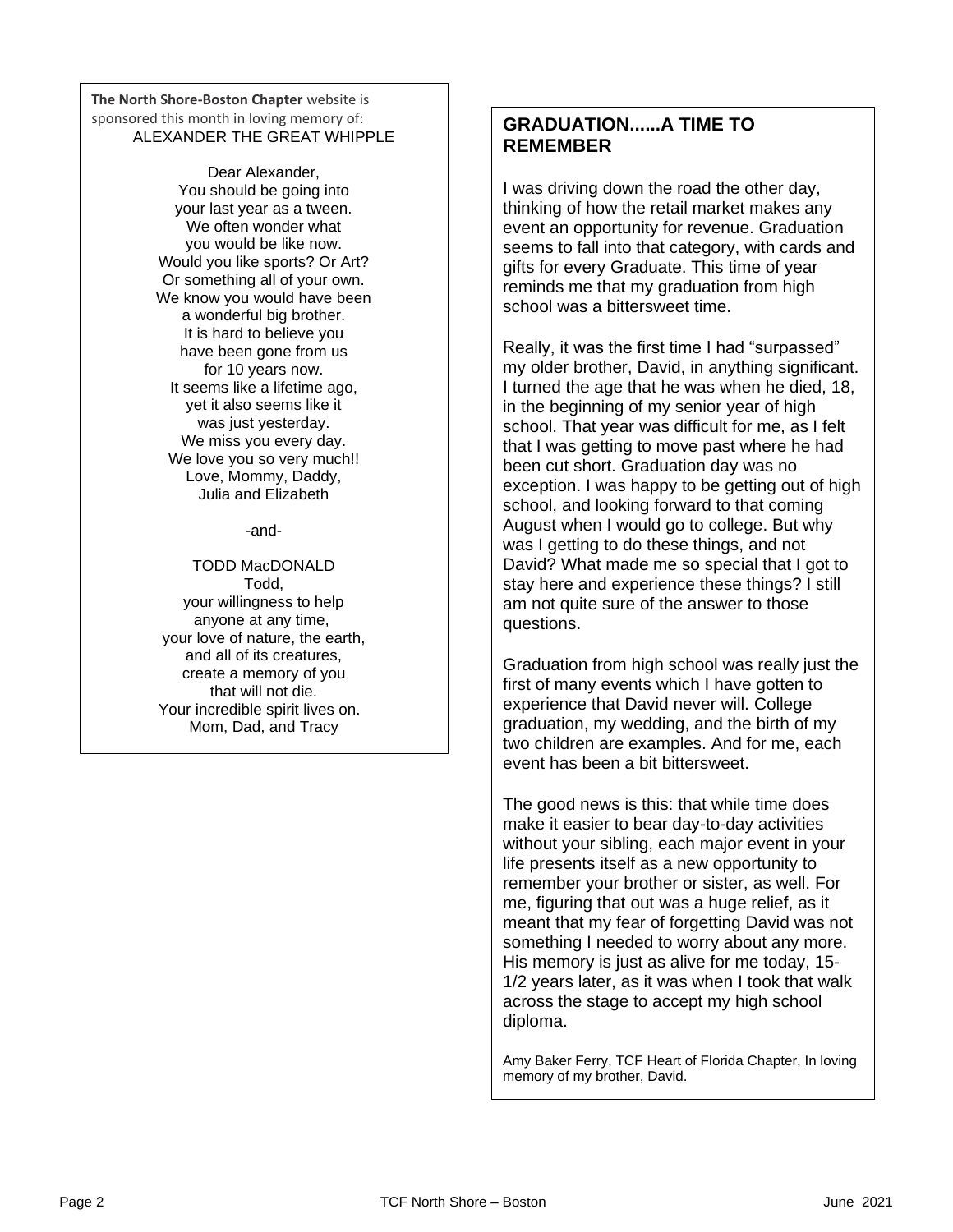**The North Shore-Boston Chapter** website is sponsored this month in loving memory of:

ALEXANDER THE GREAT WHIPPLE

Dear Alexander,
You should be going into
your last year as a tween.
We often wonder what
you would be like now.
Would you like sports? Or Art?
Or something all of your own.
We know you would have been
a wonderful big brother.
It is hard to believe you
have been gone from us
for 10 years now.
It seems like a lifetime ago,
yet it also seems like it
was just yesterday.
We miss you every day.
We love you so very much!!
Love, Mommy, Daddy,
Julia and Elizabeth

-and-

TODD MacDONALD
Todd,
your willingness to help
anyone at any time,
your love of nature, the earth,
and all of its creatures,
create a memory of you
that will not die.
Your incredible spirit lives on.
Mom, Dad, and Tracy

## GRADUATION......A TIME TO REMEMBER

I was driving down the road the other day, thinking of how the retail market makes any event an opportunity for revenue. Graduation seems to fall into that category, with cards and gifts for every Graduate. This time of year reminds me that my graduation from high school was a bittersweet time.

Really, it was the first time I had "surpassed" my older brother, David, in anything significant. I turned the age that he was when he died, 18, in the beginning of my senior year of high school. That year was difficult for me, as I felt that I was getting to move past where he had been cut short. Graduation day was no exception. I was happy to be getting out of high school, and looking forward to that coming August when I would go to college. But why was I getting to do these things, and not David? What made me so special that I got to stay here and experience these things? I still am not quite sure of the answer to those questions.

Graduation from high school was really just the first of many events which I have gotten to experience that David never will. College graduation, my wedding, and the birth of my two children are examples. And for me, each event has been a bit bittersweet.

The good news is this: that while time does make it easier to bear day-to-day activities without your sibling, each major event in your life presents itself as a new opportunity to remember your brother or sister, as well. For me, figuring that out was a huge relief, as it meant that my fear of forgetting David was not something I needed to worry about any more. His memory is just as alive for me today, 15-1/2 years later, as it was when I took that walk across the stage to accept my high school diploma.

Amy Baker Ferry, TCF Heart of Florida Chapter, In loving memory of my brother, David.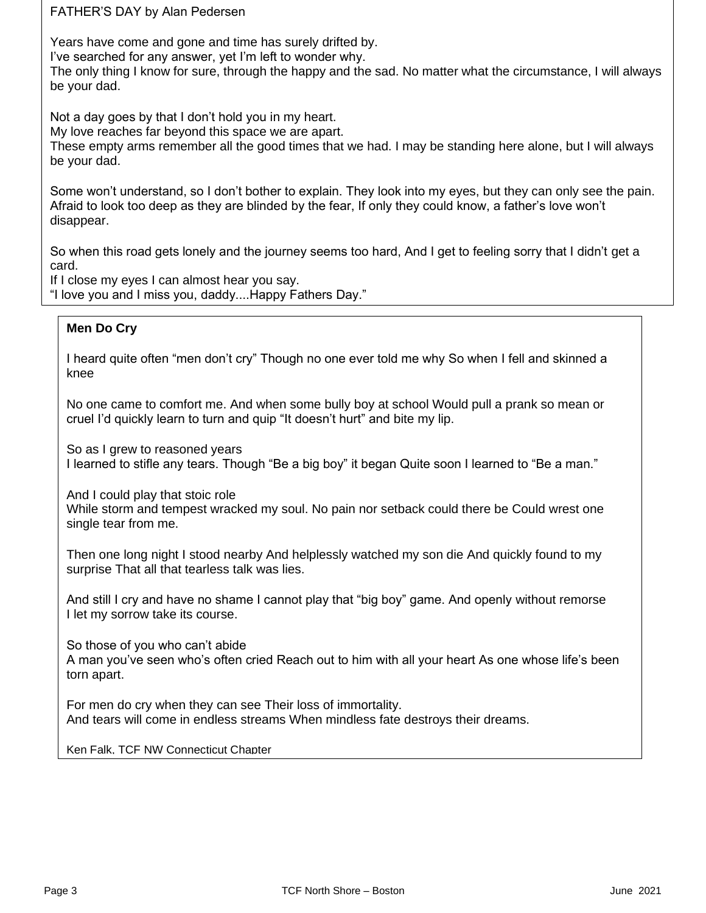FATHER'S DAY by Alan Pedersen

Years have come and gone and time has surely drifted by.
I've searched for any answer, yet I'm left to wonder why.
The only thing I know for sure, through the happy and the sad. No matter what the circumstance, I will always be your dad.

Not a day goes by that I don't hold you in my heart.
My love reaches far beyond this space we are apart.
These empty arms remember all the good times that we had. I may be standing here alone, but I will always be your dad.

Some won't understand, so I don't bother to explain. They look into my eyes, but they can only see the pain. Afraid to look too deep as they are blinded by the fear, If only they could know, a father's love won't disappear.

So when this road gets lonely and the journey seems too hard, And I get to feeling sorry that I didn't get a card.
If I close my eyes I can almost hear you say.
"I love you and I miss you, daddy....Happy Fathers Day."

**Men Do Cry**

I heard quite often "men don't cry" Though no one ever told me why So when I fell and skinned a knee

No one came to comfort me. And when some bully boy at school Would pull a prank so mean or cruel I'd quickly learn to turn and quip "It doesn't hurt" and bite my lip.

So as I grew to reasoned years
I learned to stifle any tears. Though "Be a big boy" it began Quite soon I learned to "Be a man."

And I could play that stoic role
While storm and tempest wracked my soul. No pain nor setback could there be Could wrest one single tear from me.

Then one long night I stood nearby And helplessly watched my son die And quickly found to my surprise That all that tearless talk was lies.

And still I cry and have no shame I cannot play that "big boy" game. And openly without remorse I let my sorrow take its course.

So those of you who can't abide
A man you've seen who's often cried Reach out to him with all your heart As one whose life's been torn apart.

For men do cry when they can see Their loss of immortality.
And tears will come in endless streams When mindless fate destroys their dreams.

Ken Falk, TCF NW Connecticut Chapter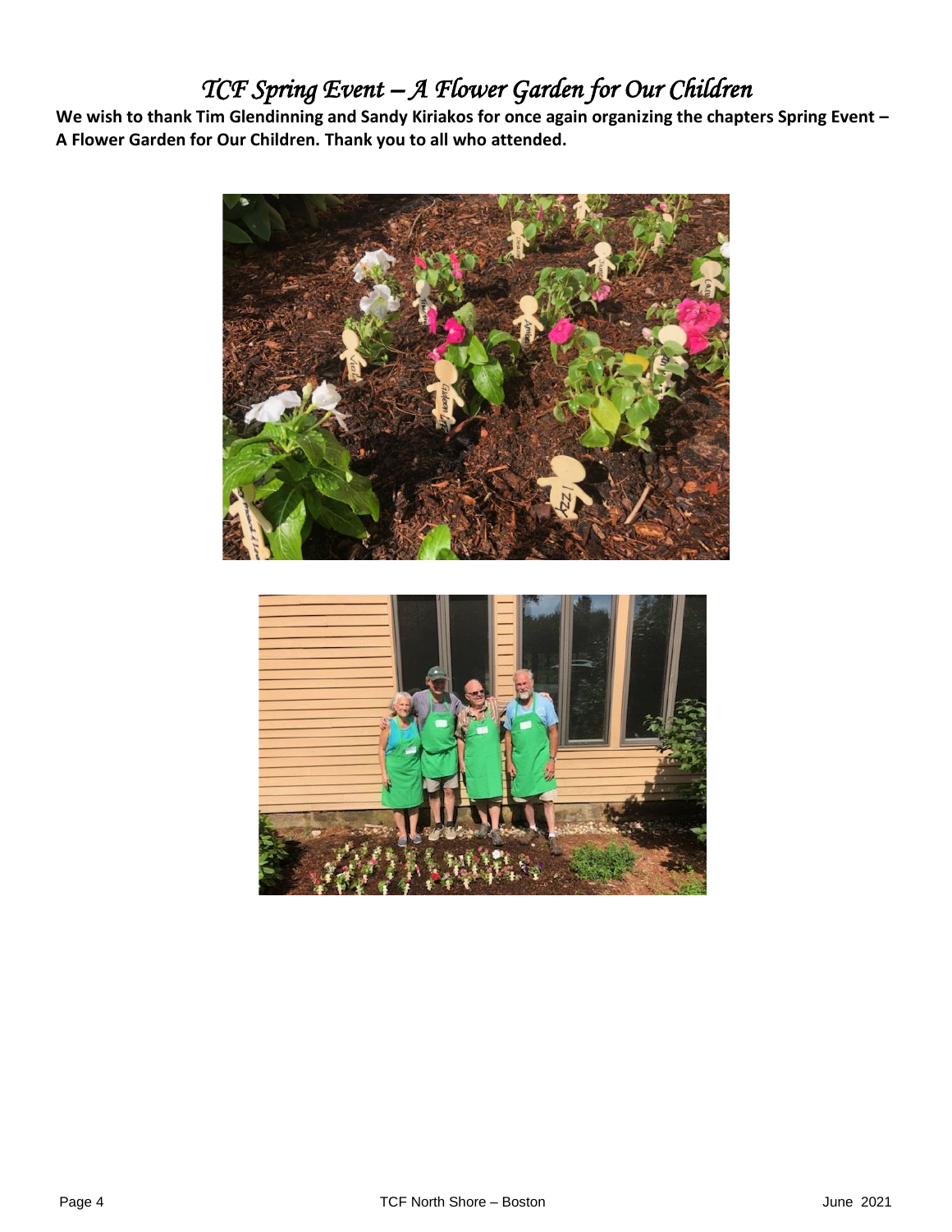# *TCF Spring Event – A Flower Garden for Our Children*

**We wish to thank Tim Glendinning and Sandy Kiriakos for once again organizing the chapters Spring Event – A Flower Garden for Our Children. Thank you to all who attended.**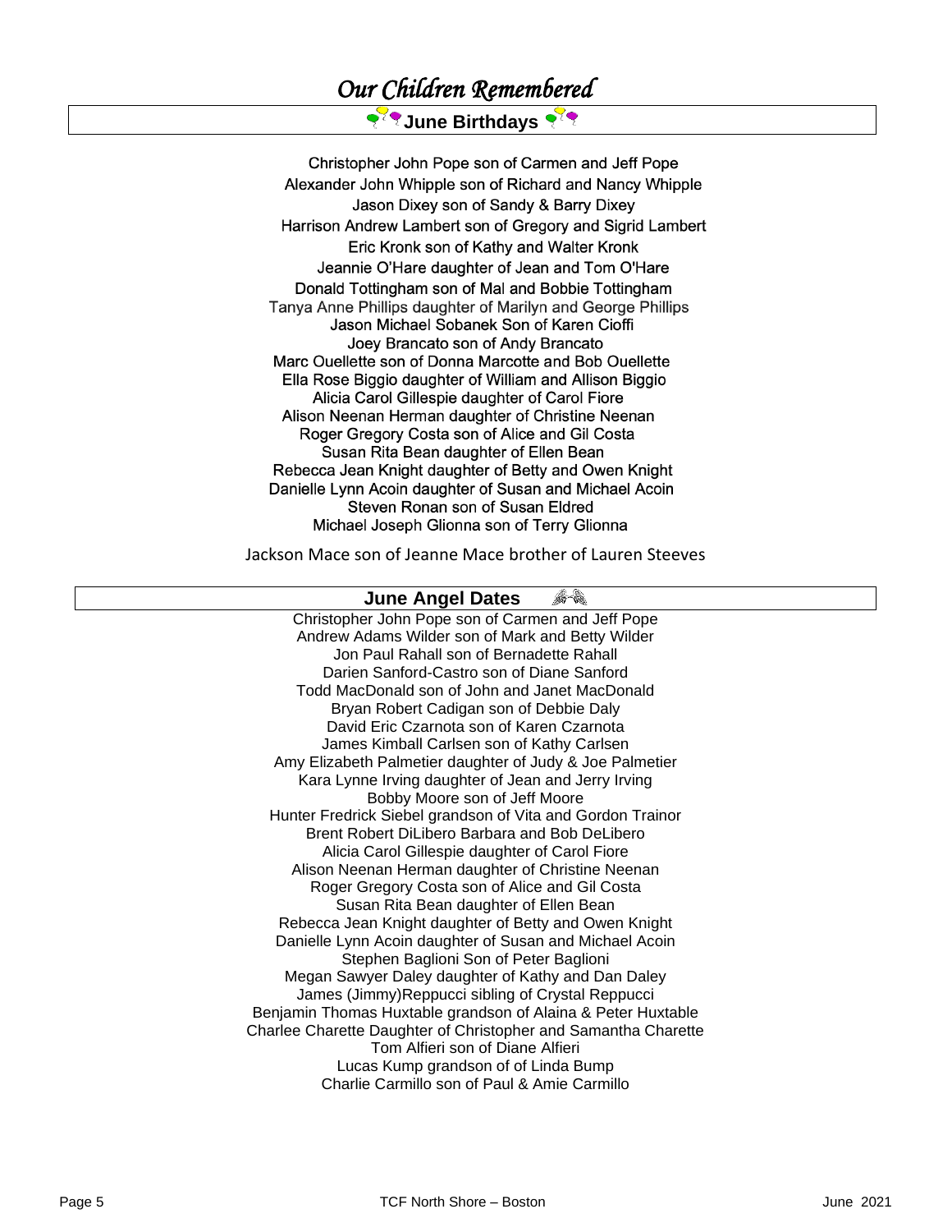# *Our Children Remembered*

## June Birthdays

Christopher John Pope son of Carmen and Jeff Pope
Alexander John Whipple son of Richard and Nancy Whipple
Jason Dixey son of Sandy & Barry Dixey
Harrison Andrew Lambert son of Gregory and Sigrid Lambert
Eric Kronk son of Kathy and Walter Kronk
Jeannie O'Hare daughter of Jean and Tom O'Hare
Donald Tottingham son of Mal and Bobbie Tottingham
Tanya Anne Phillips daughter of Marilyn and George Phillips
Jason Michael Sobanek Son of Karen Cioffi
Joey Brancato son of Andy Brancato
Marc Ouellette son of Donna Marcotte and Bob Ouellette
Ella Rose Biggio daughter of William and Allison Biggio
Alicia Carol Gillespie daughter of Carol Fiore
Alison Neenan Herman daughter of Christine Neenan
Roger Gregory Costa son of Alice and Gil Costa
Susan Rita Bean daughter of Ellen Bean
Rebecca Jean Knight daughter of Betty and Owen Knight
Danielle Lynn Acoin daughter of Susan and Michael Acoin
Steven Ronan son of Susan Eldred
Michael Joseph Glionna son of Terry Glionna

Jackson Mace son of Jeanne Mace brother of Lauren Steeves

## June Angel Dates

Christopher John Pope son of Carmen and Jeff Pope
Andrew Adams Wilder son of Mark and Betty Wilder
Jon Paul Rahall son of Bernadette Rahall
Darien Sanford-Castro son of Diane Sanford
Todd MacDonald son of John and Janet MacDonald
Bryan Robert Cadigan son of Debbie Daly
David Eric Czarnota son of Karen Czarnota
James Kimball Carlsen son of Kathy Carlsen
Amy Elizabeth Palmetier daughter of Judy & Joe Palmetier
Kara Lynne Irving daughter of Jean and Jerry Irving
Bobby Moore son of Jeff Moore
Hunter Fredrick Siebel grandson of Vita and Gordon Trainor
Brent Robert DiLibero Barbara and Bob DeLibero
Alicia Carol Gillespie daughter of Carol Fiore
Alison Neenan Herman daughter of Christine Neenan
Roger Gregory Costa son of Alice and Gil Costa
Susan Rita Bean daughter of Ellen Bean
Rebecca Jean Knight daughter of Betty and Owen Knight
Danielle Lynn Acoin daughter of Susan and Michael Acoin
Stephen Baglioni Son of Peter Baglioni
Megan Sawyer Daley daughter of Kathy and Dan Daley
James (Jimmy)Reppucci sibling of Crystal Reppucci
Benjamin Thomas Huxtable grandson of Alaina & Peter Huxtable
Charlee Charette Daughter of Christopher and Samantha Charette
Tom Alfieri son of Diane Alfieri
Lucas Kump grandson of of Linda Bump
Charlie Carmillo son of Paul & Amie Carmillo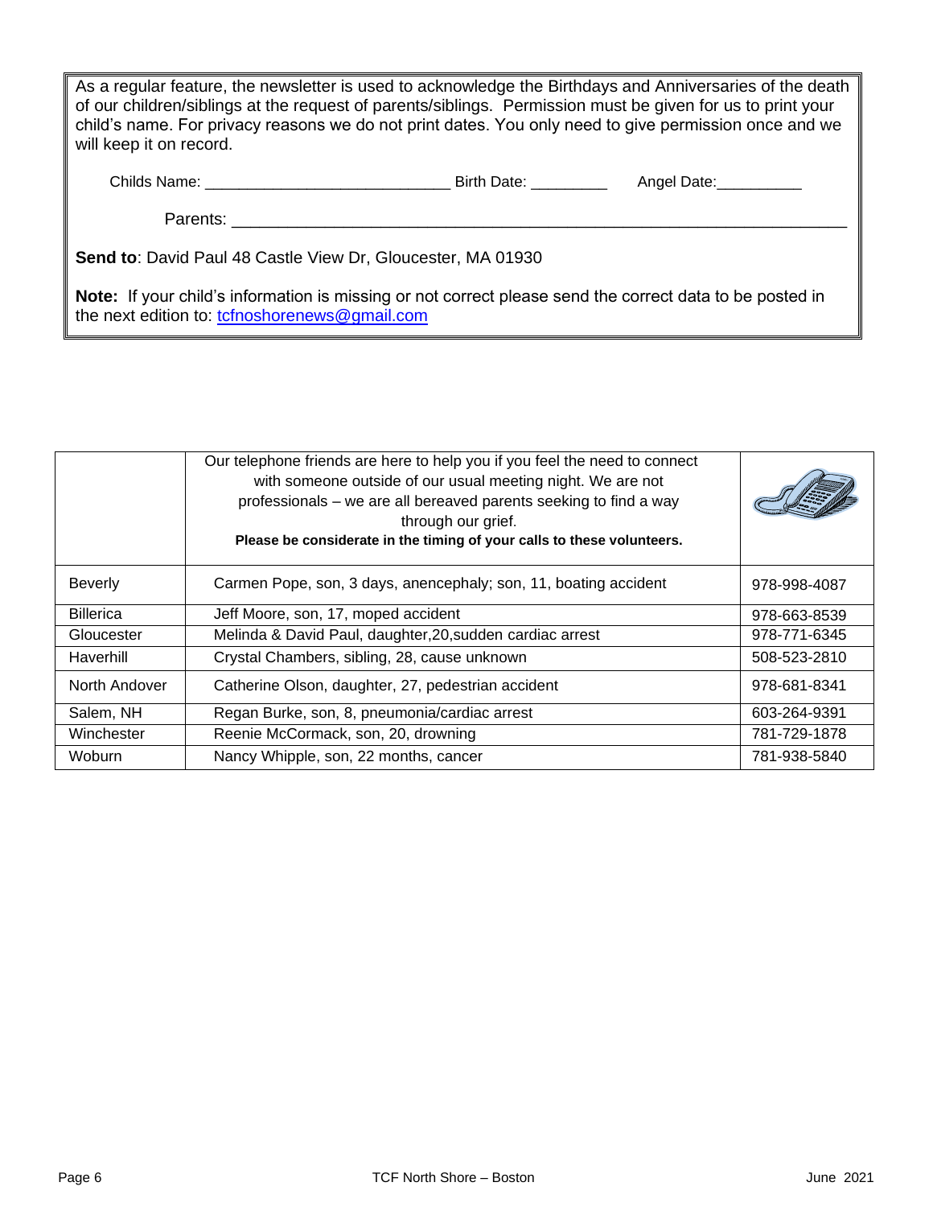As a regular feature, the newsletter is used to acknowledge the Birthdays and Anniversaries of the death of our children/siblings at the request of parents/siblings. Permission must be given for us to print your child's name. For privacy reasons we do not print dates. You only need to give permission once and we will keep it on record.

Childs Name: ____________________________ Birth Date: _________ Angel Date:__________

Parents: ______________________________________________________________________

**Send to**: David Paul 48 Castle View Dr, Gloucester, MA 01930

**Note:** If your child's information is missing or not correct please send the correct data to be posted in the next edition to: tcfnoshorenews@gmail.com

| | Our telephone friends are here to help you if you feel the need to connect with someone outside of our usual meeting night. We are not professionals – we are all bereaved parents seeking to find a way through our grief. **Please be considerate in the timing of your calls to these volunteers.** | |
|---|---|---|
| Beverly | Carmen Pope, son, 3 days, anencephaly; son, 11, boating accident | 978-998-4087 |
| Billerica | Jeff Moore, son, 17, moped accident | 978-663-8539 |
| Gloucester | Melinda & David Paul, daughter,20,sudden cardiac arrest | 978-771-6345 |
| Haverhill | Crystal Chambers, sibling, 28, cause unknown | 508-523-2810 |
| North Andover | Catherine Olson, daughter, 27, pedestrian accident | 978-681-8341 |
| Salem, NH | Regan Burke, son, 8, pneumonia/cardiac arrest | 603-264-9391 |
| Winchester | Reenie McCormack, son, 20, drowning | 781-729-1878 |
| Woburn | Nancy Whipple, son, 22 months, cancer | 781-938-5840 |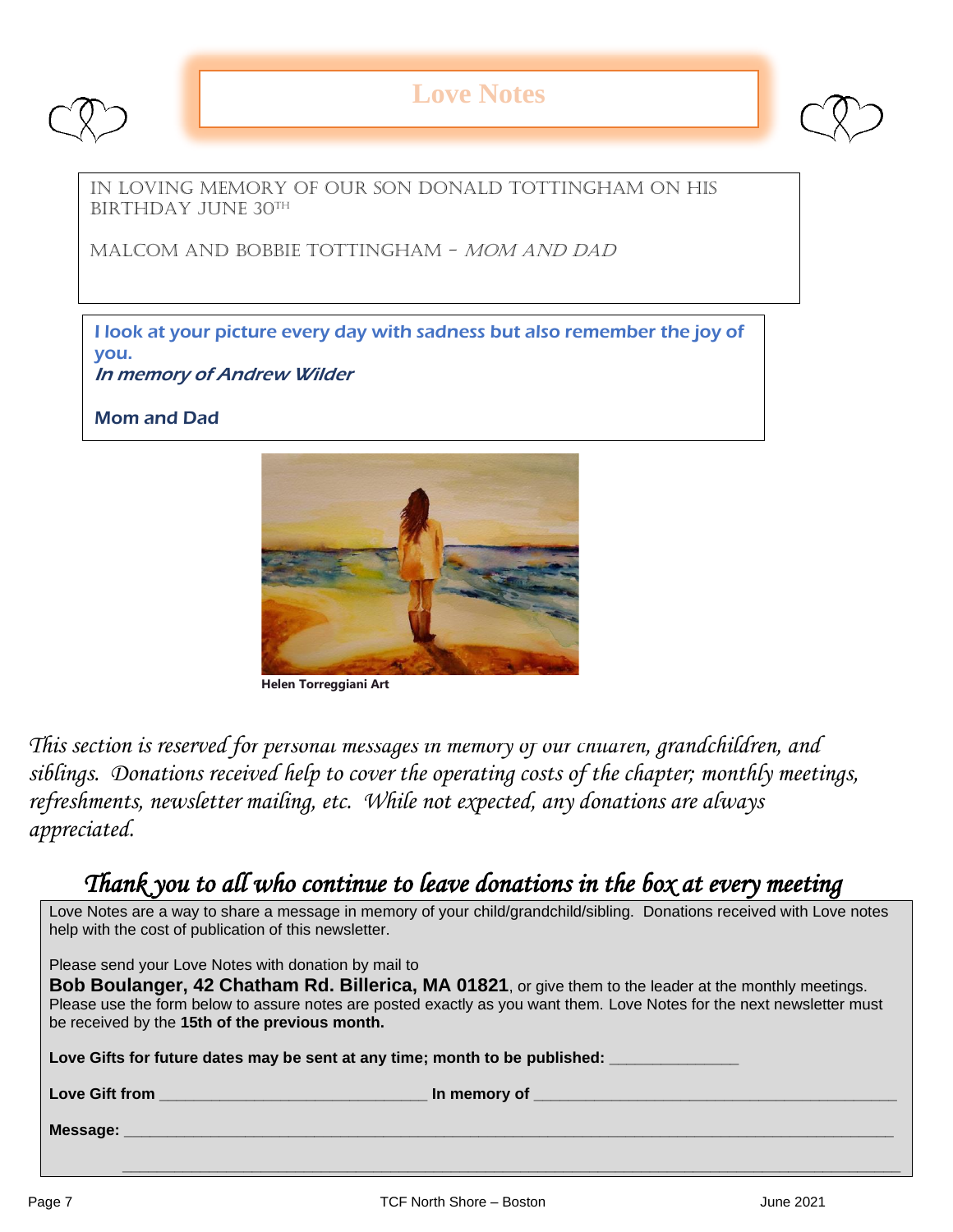# Love Notes

IN LOVING MEMORY OF OUR SON DONALD TOTTINGHAM ON HIS BIRTHDAY JUNE 30TH

MALCOM AND BOBBIE TOTTINGHAM – *MOM AND DAD*

I look at your picture every day with sadness but also remember the joy of you.
*In memory of Andrew Wilder*

**Mom and Dad**

**Helen Torreggiani Art**

*This section is reserved for personal messages in memory of our children, grandchildren, and siblings. Donations received help to cover the operating costs of the chapter; monthly meetings, refreshments, newsletter mailing, etc. While not expected, any donations are always appreciated.*

## *Thank you to all who continue to leave donations in the box at every meeting*

Love Notes are a way to share a message in memory of your child/grandchild/sibling. Donations received with Love notes help with the cost of publication of this newsletter.

Please send your Love Notes with donation by mail to
**Bob Boulanger, 42 Chatham Rd. Billerica, MA 01821**, or give them to the leader at the monthly meetings. Please use the form below to assure notes are posted exactly as you want them. Love Notes for the next newsletter must be received by the **15th of the previous month.**

**Love Gifts for future dates may be sent at any time; month to be published:** _______________

**Love Gift from** _______________________________ **In memory of** _________________________________________

**Message:** ___________________________________________________________________________________

___________________________________________________________________________________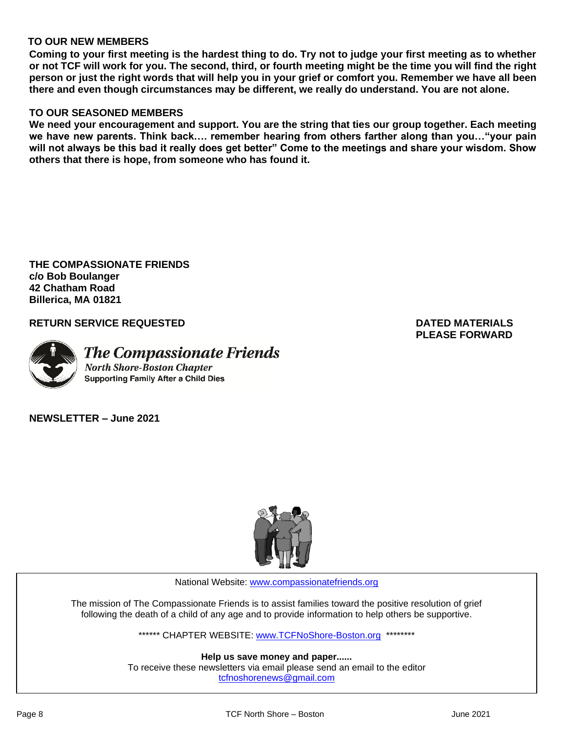## TO OUR NEW MEMBERS

**Coming to your first meeting is the hardest thing to do. Try not to judge your first meeting as to whether or not TCF will work for you. The second, third, or fourth meeting might be the time you will find the right person or just the right words that will help you in your grief or comfort you. Remember we have all been there and even though circumstances may be different, we really do understand. You are not alone.**

## TO OUR SEASONED MEMBERS

**We need your encouragement and support. You are the string that ties our group together. Each meeting we have new parents. Think back…. remember hearing from others farther along than you…"your pain will not always be this bad it really does get better" Come to the meetings and share your wisdom. Show others that there is hope, from someone who has found it.**

**THE COMPASSIONATE FRIENDS**
**c/o Bob Boulanger**
**42 Chatham Road**
**Billerica, MA 01821**

**RETURN SERVICE REQUESTED**

**DATED MATERIALS**
**PLEASE FORWARD**

***The Compassionate Friends***
***North Shore-Boston Chapter***
**Supporting Family After a Child Dies**

**NEWSLETTER – June 2021**

National Website: www.compassionatefriends.org

The mission of The Compassionate Friends is to assist families toward the positive resolution of grief following the death of a child of any age and to provide information to help others be supportive.

****** CHAPTER WEBSITE: www.TCFNoShore-Boston.org ********

**Help us save money and paper......**
To receive these newsletters via email please send an email to the editor
tcfnoshorenews@gmail.com